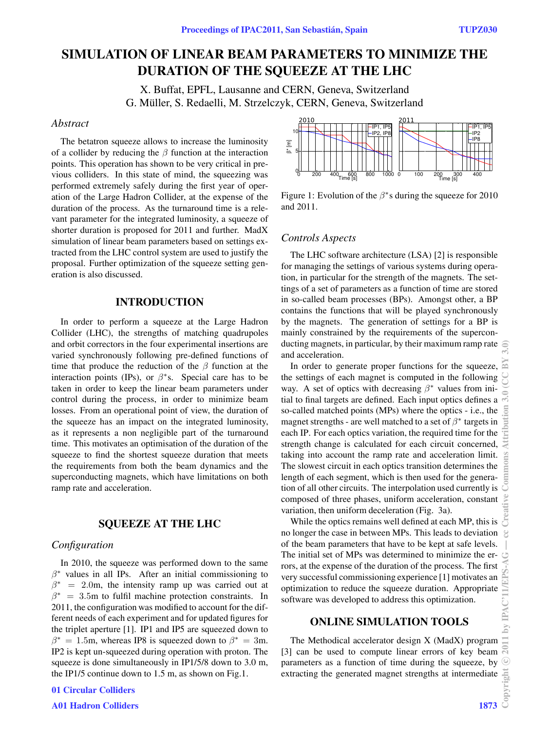# SIMULATION OF LINEAR BEAM PARAMETERS TO MINIMIZE THE DURATION OF THE SQUEEZE AT THE LHC

X. Buffat, EPFL, Lausanne and CERN, Geneva, Switzerland
G. Müller, S. Redaelli, M. Strzelczyk, CERN, Geneva, Switzerland

### *Abstract*

The betatron squeeze allows to increase the luminosity of a collider by reducing the $\beta$ function at the interaction points. This operation has shown to be very critical in previous colliders. In this state of mind, the squeezing was performed extremely safely during the first year of operation of the Large Hadron Collider, at the expense of the duration of the process. As the turnaround time is a relevant parameter for the integrated luminosity, a squeeze of shorter duration is proposed for 2011 and further. MadX simulation of linear beam parameters based on settings extracted from the LHC control system are used to justify the proposal. Further optimization of the squeeze setting generation is also discussed.

## INTRODUCTION

In order to perform a squeeze at the Large Hadron Collider (LHC), the strengths of matching quadrupoles and orbit correctors in the four experimental insertions are varied synchronously following pre-defined functions of time that produce the reduction of the $\beta$ function at the interaction points (IPs), or $\beta^*$s. Special care has to be taken in order to keep the linear beam parameters under control during the process, in order to minimize beam losses. From an operational point of view, the duration of the squeeze has an impact on the integrated luminosity, as it represents a non negligible part of the turnaround time. This motivates an optimisation of the duration of the squeeze to find the shortest squeeze duration that meets the requirements from both the beam dynamics and the superconducting magnets, which have limitations on both ramp rate and acceleration.

## SQUEEZE AT THE LHC

### *Configuration*

In 2010, the squeeze was performed down to the same $\beta^*$ values in all IPs. After an initial commissioning to $\beta^* = 2.0$m, the intensity ramp up was carried out at $\beta^* = 3.5$m to fulfil machine protection constraints. In 2011, the configuration was modified to account for the different needs of each experiment and for updated figures for the triplet aperture [1]. IP1 and IP5 are squeezed down to $\beta^* = 1.5$m, whereas IP8 is squeezed down to $\beta^* = 3$m. IP2 is kept un-squeezed during operation with proton. The squeeze is done simultaneously in IP1/5/8 down to 3.0 m, the IP1/5 continue down to 1.5 m, as shown on Fig.1.

Figure 1: Evolution of the $\beta^*$s during the squeeze for 2010 and 2011.

### *Controls Aspects*

The LHC software architecture (LSA) [2] is responsible for managing the settings of various systems during operation, in particular for the strength of the magnets. The settings of a set of parameters as a function of time are stored in so-called beam processes (BPs). Amongst other, a BP contains the functions that will be played synchronously by the magnets. The generation of settings for a BP is mainly constrained by the requirements of the superconducting magnets, in particular, by their maximum ramp rate and acceleration.

In order to generate proper functions for the squeeze, the settings of each magnet is computed in the following way. A set of optics with decreasing $\beta^*$ values from initial to final targets are defined. Each input optics defines a so-called matched points (MPs) where the optics - i.e., the magnet strengths - are well matched to a set of $\beta^*$ targets in each IP. For each optics variation, the required time for the strength change is calculated for each circuit concerned, taking into account the ramp rate and acceleration limit. The slowest circuit in each optics transition determines the length of each segment, which is then used for the generation of all other circuits. The interpolation used currently is composed of three phases, uniform acceleration, constant variation, then uniform deceleration (Fig. 3a).

While the optics remains well defined at each MP, this is no longer the case in between MPs. This leads to deviation of the beam parameters that have to be kept at safe levels. The initial set of MPs was determined to minimize the errors, at the expense of the duration of the process. The first very successful commissioning experience [1] motivates an optimization to reduce the squeeze duration. Appropriate software was developed to address this optimization.

## ONLINE SIMULATION TOOLS

The Methodical accelerator design X (MadX) program [3] can be used to compute linear errors of key beam parameters as a function of time during the squeeze, by extracting the generated magnet strengths at intermediate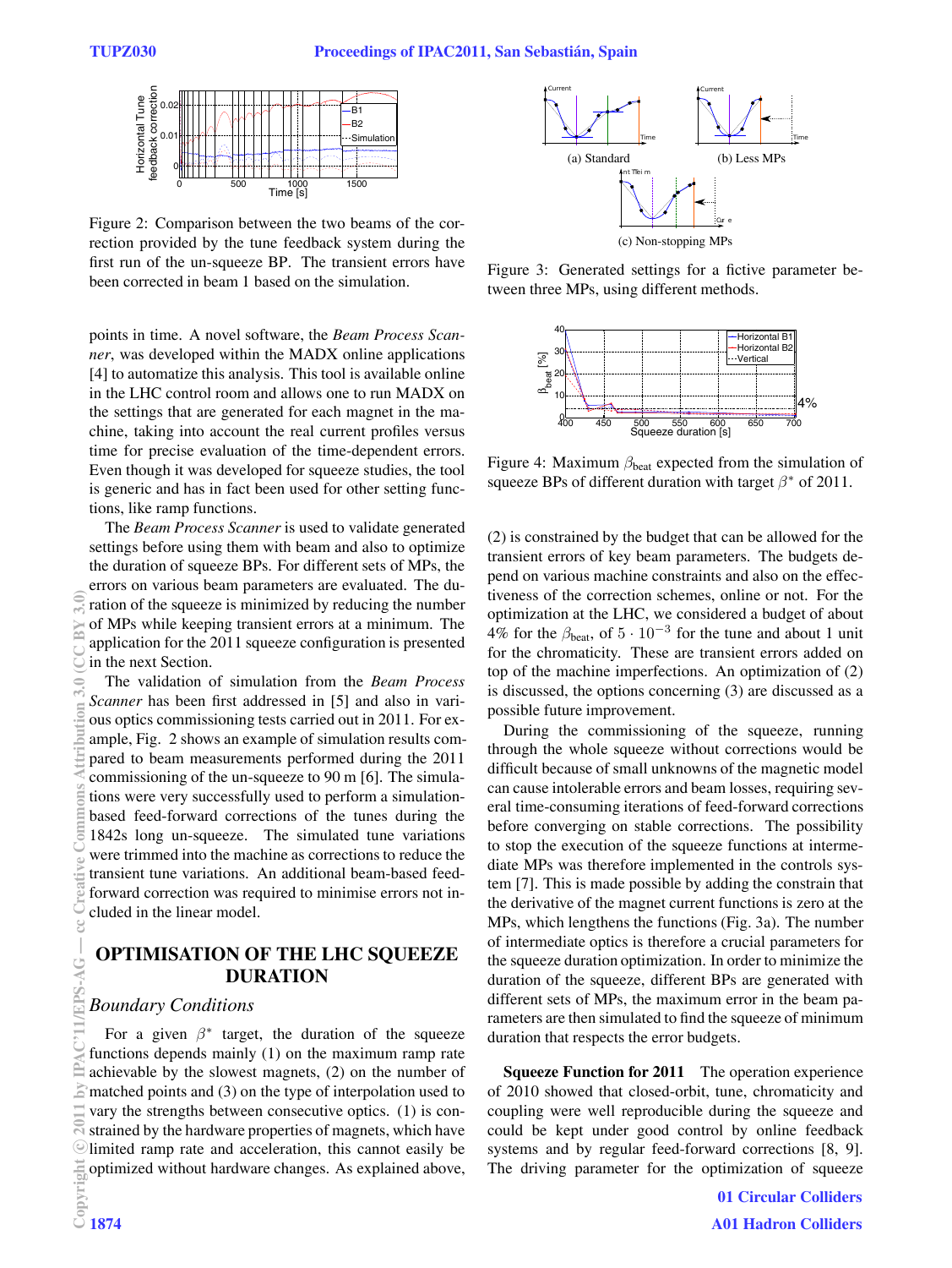Figure 2: Comparison between the two beams of the correction provided by the tune feedback system during the first run of the un-squeeze BP. The transient errors have been corrected in beam 1 based on the simulation.

points in time. A novel software, the *Beam Process Scanner*, was developed within the MADX online applications [4] to automatize this analysis. This tool is available online in the LHC control room and allows one to run MADX on the settings that are generated for each magnet in the machine, taking into account the real current profiles versus time for precise evaluation of the time-dependent errors. Even though it was developed for squeeze studies, the tool is generic and has in fact been used for other setting functions, like ramp functions.

The *Beam Process Scanner* is used to validate generated settings before using them with beam and also to optimize the duration of squeeze BPs. For different sets of MPs, the errors on various beam parameters are evaluated. The duration of the squeeze is minimized by reducing the number of MPs while keeping transient errors at a minimum. The application for the 2011 squeeze configuration is presented in the next Section.

The validation of simulation from the *Beam Process Scanner* has been first addressed in [5] and also in various optics commissioning tests carried out in 2011. For example, Fig. 2 shows an example of simulation results compared to beam measurements performed during the 2011 commissioning of the un-squeeze to 90 m [6]. The simulations were very successfully used to perform a simulation-based feed-forward corrections of the tunes during the 1842s long un-squeeze. The simulated tune variations were trimmed into the machine as corrections to reduce the transient tune variations. An additional beam-based feed-forward correction was required to minimise errors not included in the linear model.

## OPTIMISATION OF THE LHC SQUEEZE DURATION

### Boundary Conditions

For a given $\beta^*$ target, the duration of the squeeze functions depends mainly (1) on the maximum ramp rate achievable by the slowest magnets, (2) on the number of matched points and (3) on the type of interpolation used to vary the strengths between consecutive optics. (1) is constrained by the hardware properties of magnets, which have limited ramp rate and acceleration, this cannot easily be optimized without hardware changes. As explained above, (2) is constrained by the budget that can be allowed for the transient errors of key beam parameters. The budgets depend on various machine constraints and also on the effectiveness of the correction schemes, online or not. For the optimization at the LHC, we considered a budget of about 4% for the $\beta_{\text{beat}}$, of $5 \cdot 10^{-3}$ for the tune and about 1 unit for the chromaticity. These are transient errors added on top of the machine imperfections. An optimization of (2) is discussed, the options concerning (3) are discussed as a possible future improvement.

Figure 3: Generated settings for a fictive parameter between three MPs, using different methods. (a) Standard (b) Less MPs (c) Non-stopping MPs

Figure 4: Maximum $\beta_{\text{beat}}$ expected from the simulation of squeeze BPs of different duration with target $\beta^*$ of 2011.

During the commissioning of the squeeze, running through the whole squeeze without corrections would be difficult because of small unknowns of the magnetic model can cause intolerable errors and beam losses, requiring several time-consuming iterations of feed-forward corrections before converging on stable corrections. The possibility to stop the execution of the squeeze functions at intermediate MPs was therefore implemented in the controls system [7]. This is made possible by adding the constrain that the derivative of the magnet current functions is zero at the MPs, which lengthens the functions (Fig. 3a). The number of intermediate optics is therefore a crucial parameters for the squeeze duration optimization. In order to minimize the duration of the squeeze, different BPs are generated with different sets of MPs, the maximum error in the beam parameters are then simulated to find the squeeze of minimum duration that respects the error budgets.

**Squeeze Function for 2011** The operation experience of 2010 showed that closed-orbit, tune, chromaticity and coupling were well reproducible during the squeeze and could be kept under good control by online feedback systems and by regular feed-forward corrections [8, 9]. The driving parameter for the optimization of squeeze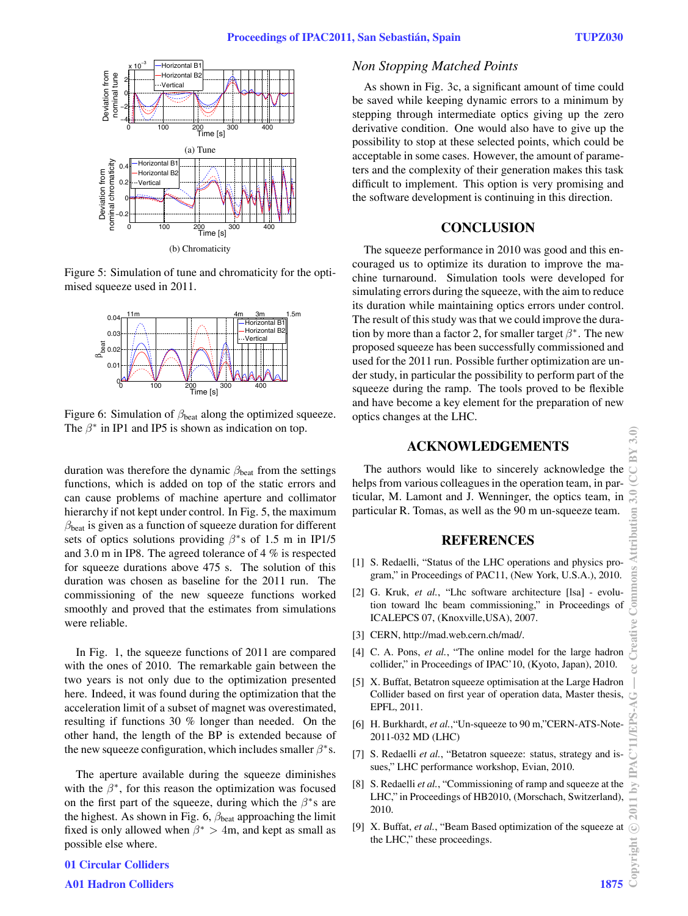x $10^{-3}$

Deviation from nominal tune

2
0
−2
−4

0 100 200 300 400

Time [s]

Horizontal B1
Horizontal B2
Vertical

(a) Tune

Deviation from nominal chromaticity

0.4
0.2
0
−0.2

0 100 200 300 400

Time [s]

Horizontal B1
Horizontal B2
Vertical

(b) Chromaticity

Figure 5: Simulation of tune and chromaticity for the optimised squeeze used in 2011.

11m 4m 3m 1.5m

$\beta_{beat}$

0.04
0.03
0.02
0.01
0

0 100 200 300 400

Time [s]

Horizontal B1
Horizontal B2
Vertical

Figure 6: Simulation of $\beta_{\text{beat}}$ along the optimized squeeze. The $\beta^*$ in IP1 and IP5 is shown as indication on top.

duration was therefore the dynamic $\beta_{\text{beat}}$ from the settings functions, which is added on top of the static errors and can cause problems of machine aperture and collimator hierarchy if not kept under control. In Fig. 5, the maximum $\beta_{\text{beat}}$ is given as a function of squeeze duration for different sets of optics solutions providing $\beta^*$s of 1.5 m in IP1/5 and 3.0 m in IP8. The agreed tolerance of 4 % is respected for squeeze durations above 475 s. The solution of this duration was chosen as baseline for the 2011 run. The commissioning of the new squeeze functions worked smoothly and proved that the estimates from simulations were reliable.

In Fig. 1, the squeeze functions of 2011 are compared with the ones of 2010. The remarkable gain between the two years is not only due to the optimization presented here. Indeed, it was found during the optimization that the acceleration limit of a subset of magnet was overestimated, resulting if functions 30 % longer than needed. On the other hand, the length of the BP is extended because of the new squeeze configuration, which includes smaller $\beta^*$s.

The aperture available during the squeeze diminishes with the $\beta^*$, for this reason the optimization was focused on the first part of the squeeze, during which the $\beta^*$s are the highest. As shown in Fig. 6, $\beta_{\text{beat}}$ approaching the limit fixed is only allowed when $\beta^* > 4$m, and kept as small as possible else where.

*Non Stopping Matched Points*

As shown in Fig. 3c, a significant amount of time could be saved while keeping dynamic errors to a minimum by stepping through intermediate optics giving up the zero derivative condition. One would also have to give up the possibility to stop at these selected points, which could be acceptable in some cases. However, the amount of parameters and the complexity of their generation makes this task difficult to implement. This option is very promising and the software development is continuing in this direction.

## CONCLUSION

The squeeze performance in 2010 was good and this encouraged us to optimize its duration to improve the machine turnaround. Simulation tools were developed for simulating errors during the squeeze, with the aim to reduce its duration while maintaining optics errors under control. The result of this study was that we could improve the duration by more than a factor 2, for smaller target $\beta^*$. The new proposed squeeze has been successfully commissioned and used for the 2011 run. Possible further optimization are under study, in particular the possibility to perform part of the squeeze during the ramp. The tools proved to be flexible and have become a key element for the preparation of new optics changes at the LHC.

## ACKNOWLEDGEMENTS

The authors would like to sincerely acknowledge the helps from various colleagues in the operation team, in particular, M. Lamont and J. Wenninger, the optics team, in particular R. Tomas, as well as the 90 m un-squeeze team.

## REFERENCES

[1] S. Redaelli, "Status of the LHC operations and physics program," in Proceedings of PAC11, (New York, U.S.A.), 2010.

[2] G. Kruk, *et al.*, "Lhc software architecture [lsa] - evolution toward lhc beam commissioning," in Proceedings of ICALEPCS 07, (Knoxville,USA), 2007.

[3] CERN, http://mad.web.cern.ch/mad/.

[4] C. A. Pons, *et al.*, "The online model for the large hadron collider," in Proceedings of IPAC'10, (Kyoto, Japan), 2010.

[5] X. Buffat, Betatron squeeze optimisation at the Large Hadron Collider based on first year of operation data, Master thesis, EPFL, 2011.

[6] H. Burkhardt, *et al.*,"Un-squeeze to 90 m,"CERN-ATS-Note-2011-032 MD (LHC)

[7] S. Redaelli *et al.*, "Betatron squeeze: status, strategy and issues," LHC performance workshop, Evian, 2010.

[8] S. Redaelli *et al.*, "Commissioning of ramp and squeeze at the LHC," in Proceedings of HB2010, (Morschach, Switzerland), 2010.

[9] X. Buffat, *et al.*, "Beam Based optimization of the squeeze at the LHC," these proceedings.